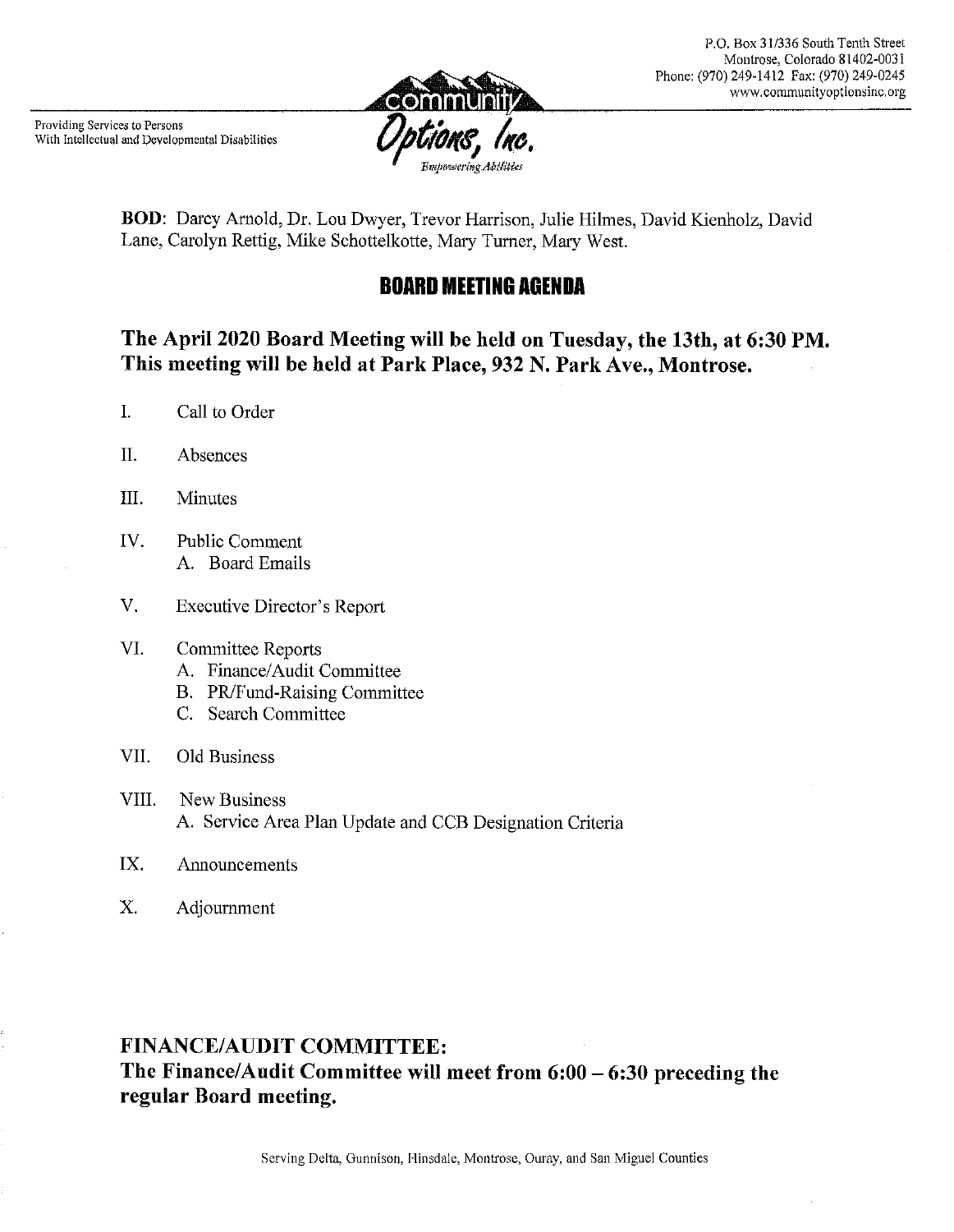P.O. Box 31/336 South Tenth Street
Montrose, Colorado 81402-0031
Phone: (970) 249-1412 Fax: (970) 249-0245
www.communityoptionsinc.org

Providing Services to Persons
With Intellectual and Developmental Disabilities

community Options, Inc.
*Empowering Abilities*

**BOD**: Darcy Arnold, Dr. Lou Dwyer, Trevor Harrison, Julie Hilmes, David Kienholz, David Lane, Carolyn Rettig, Mike Schottelkotte, Mary Turner, Mary West.

# BOARD MEETING AGENDA

## The April 2020 Board Meeting will be held on Tuesday, the 13th, at 6:30 PM. This meeting will be held at Park Place, 932 N. Park Ave., Montrose.

I. Call to Order

II. Absences

III. Minutes

IV. Public Comment
   A. Board Emails

V. Executive Director's Report

VI. Committee Reports
   A. Finance/Audit Committee
   B. PR/Fund-Raising Committee
   C. Search Committee

VII. Old Business

VIII. New Business
   A. Service Area Plan Update and CCB Designation Criteria

IX. Announcements

X. Adjournment

## FINANCE/AUDIT COMMITTEE:
## The Finance/Audit Committee will meet from 6:00 – 6:30 preceding the regular Board meeting.

Serving Delta, Gunnison, Hinsdale, Montrose, Ouray, and San Miguel Counties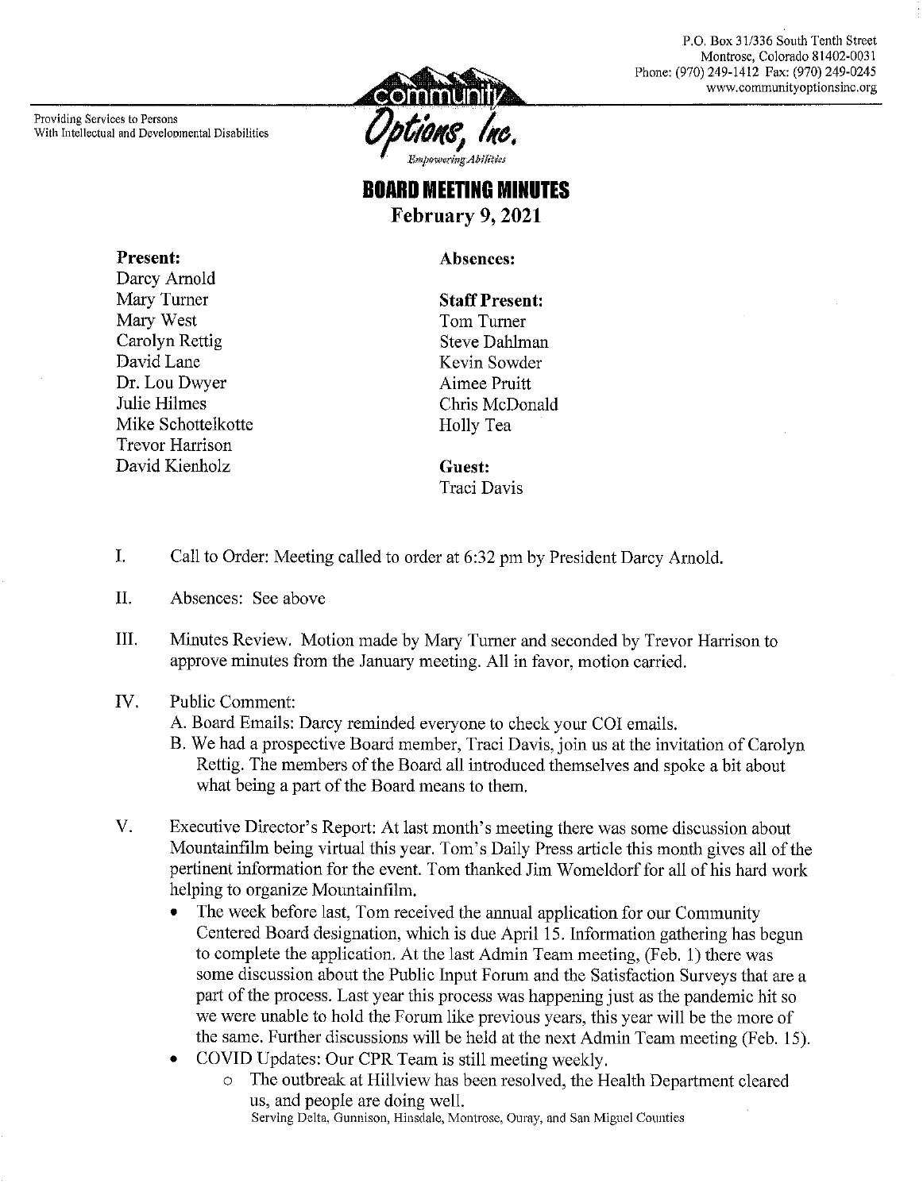Providing Services to Persons With Intellectual and Developmental Disabilities

P.O. Box 31/336 South Tenth Street
Montrose, Colorado 81402-0031
Phone: (970) 249-1412 Fax: (970) 249-0245
www.communityoptionsinc.org

# BOARD MEETING MINUTES

**February 9, 2021**

**Present:**
Darcy Arnold
Mary Turner
Mary West
Carolyn Rettig
David Lane
Dr. Lou Dwyer
Julie Hilmes
Mike Schottelkotte
Trevor Harrison
David Kienholz

**Absences:**

**Staff Present:**
Tom Turner
Steve Dahlman
Kevin Sowder
Aimee Pruitt
Chris McDonald
Holly Tea

**Guest:**
Traci Davis

I. Call to Order: Meeting called to order at 6:32 pm by President Darcy Arnold.

II. Absences: See above

III. Minutes Review. Motion made by Mary Turner and seconded by Trevor Harrison to approve minutes from the January meeting. All in favor, motion carried.

IV. Public Comment:
A. Board Emails: Darcy reminded everyone to check your COI emails.
B. We had a prospective Board member, Traci Davis, join us at the invitation of Carolyn Rettig. The members of the Board all introduced themselves and spoke a bit about what being a part of the Board means to them.

V. Executive Director's Report: At last month's meeting there was some discussion about Mountainfilm being virtual this year. Tom's Daily Press article this month gives all of the pertinent information for the event. Tom thanked Jim Womeldorf for all of his hard work helping to organize Mountainfilm.

- The week before last, Tom received the annual application for our Community Centered Board designation, which is due April 15. Information gathering has begun to complete the application. At the last Admin Team meeting, (Feb. 1) there was some discussion about the Public Input Forum and the Satisfaction Surveys that are a part of the process. Last year this process was happening just as the pandemic hit so we were unable to hold the Forum like previous years, this year will be the more of the same. Further discussions will be held at the next Admin Team meeting (Feb. 15).
- COVID Updates: Our CPR Team is still meeting weekly.
  - The outbreak at Hillview has been resolved, the Health Department cleared us, and people are doing well.

Serving Delta, Gunnison, Hinsdale, Montrose, Ouray, and San Miguel Counties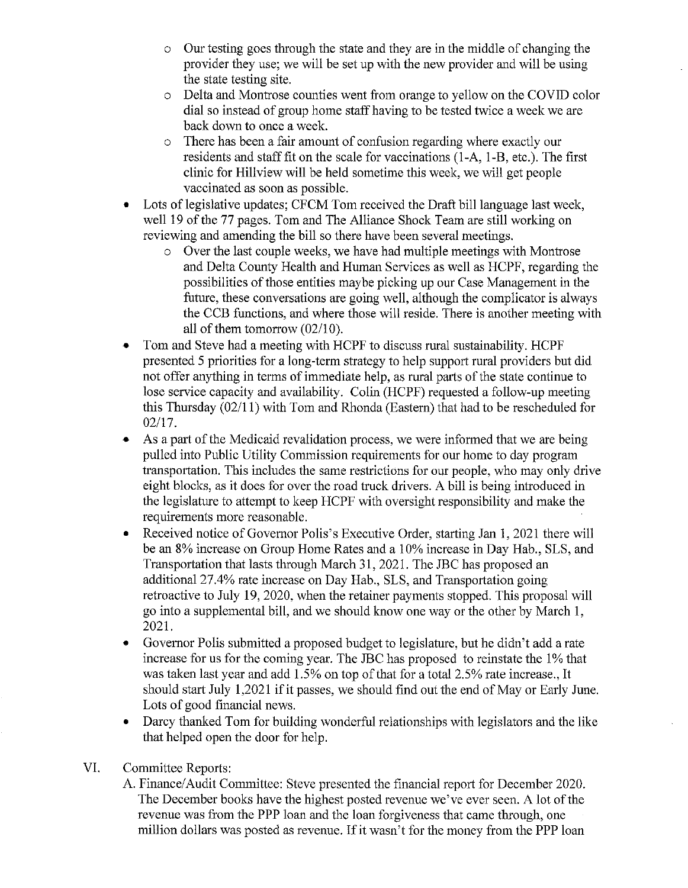- Our testing goes through the state and they are in the middle of changing the provider they use; we will be set up with the new provider and will be using the state testing site.
    - Delta and Montrose counties went from orange to yellow on the COVID color dial so instead of group home staff having to be tested twice a week we are back down to once a week.
    - There has been a fair amount of confusion regarding where exactly our residents and staff fit on the scale for vaccinations (1-A, 1-B, etc.). The first clinic for Hillview will be held sometime this week, we will get people vaccinated as soon as possible.
- Lots of legislative updates; CFCM Tom received the Draft bill language last week, well 19 of the 77 pages. Tom and The Alliance Shock Team are still working on reviewing and amending the bill so there have been several meetings.
    - Over the last couple weeks, we have had multiple meetings with Montrose and Delta County Health and Human Services as well as HCPF, regarding the possibilities of those entities maybe picking up our Case Management in the future, these conversations are going well, although the complicator is always the CCB functions, and where those will reside. There is another meeting with all of them tomorrow (02/10).
- Tom and Steve had a meeting with HCPF to discuss rural sustainability. HCPF presented 5 priorities for a long-term strategy to help support rural providers but did not offer anything in terms of immediate help, as rural parts of the state continue to lose service capacity and availability. Colin (HCPF) requested a follow-up meeting this Thursday (02/11) with Tom and Rhonda (Eastern) that had to be rescheduled for 02/17.
- As a part of the Medicaid revalidation process, we were informed that we are being pulled into Public Utility Commission requirements for our home to day program transportation. This includes the same restrictions for our people, who may only drive eight blocks, as it does for over the road truck drivers. A bill is being introduced in the legislature to attempt to keep HCPF with oversight responsibility and make the requirements more reasonable.
- Received notice of Governor Polis's Executive Order, starting Jan 1, 2021 there will be an 8% increase on Group Home Rates and a 10% increase in Day Hab., SLS, and Transportation that lasts through March 31, 2021. The JBC has proposed an additional 27.4% rate increase on Day Hab., SLS, and Transportation going retroactive to July 19, 2020, when the retainer payments stopped. This proposal will go into a supplemental bill, and we should know one way or the other by March 1, 2021.
- Governor Polis submitted a proposed budget to legislature, but he didn't add a rate increase for us for the coming year. The JBC has proposed to reinstate the 1% that was taken last year and add 1.5% on top of that for a total 2.5% rate increase., It should start July 1,2021 if it passes, we should find out the end of May or Early June. Lots of good financial news.
- Darcy thanked Tom for building wonderful relationships with legislators and the like that helped open the door for help.

VI. Committee Reports:

A. Finance/Audit Committee: Steve presented the financial report for December 2020. The December books have the highest posted revenue we've ever seen. A lot of the revenue was from the PPP loan and the loan forgiveness that came through, one million dollars was posted as revenue. If it wasn't for the money from the PPP loan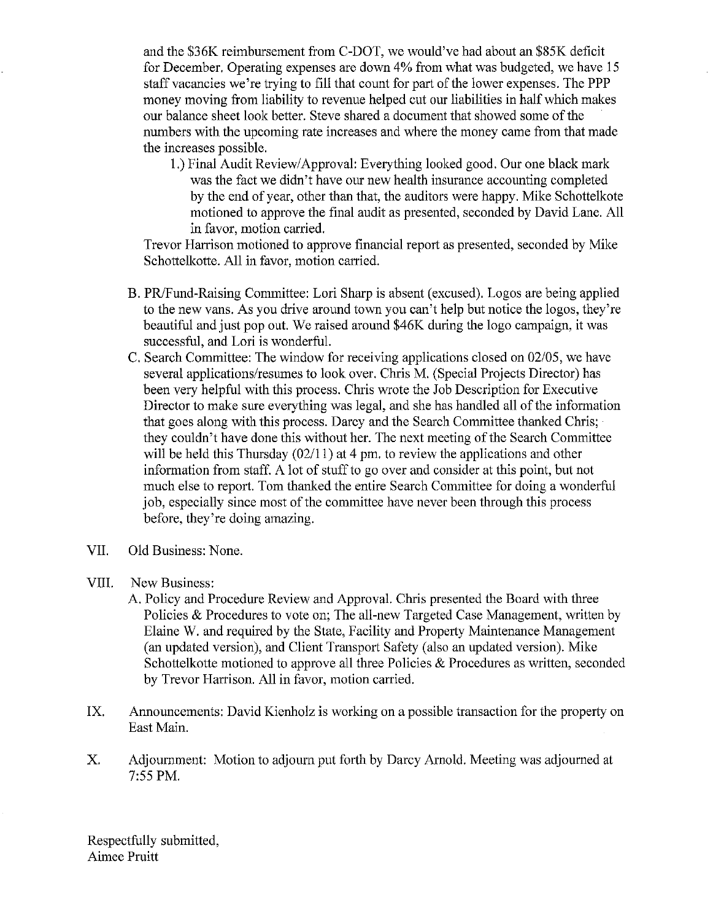and the $36K reimbursement from C-DOT, we would've had about an $85K deficit for December. Operating expenses are down 4% from what was budgeted, we have 15 staff vacancies we're trying to fill that count for part of the lower expenses. The PPP money moving from liability to revenue helped cut our liabilities in half which makes our balance sheet look better. Steve shared a document that showed some of the numbers with the upcoming rate increases and where the money came from that made the increases possible.

1.) Final Audit Review/Approval: Everything looked good. Our one black mark was the fact we didn't have our new health insurance accounting completed by the end of year, other than that, the auditors were happy. Mike Schottelkote motioned to approve the final audit as presented, seconded by David Lane. All in favor, motion carried.

Trevor Harrison motioned to approve financial report as presented, seconded by Mike Schottelkotte. All in favor, motion carried.

B. PR/Fund-Raising Committee: Lori Sharp is absent (excused). Logos are being applied to the new vans. As you drive around town you can't help but notice the logos, they're beautiful and just pop out. We raised around $46K during the logo campaign, it was successful, and Lori is wonderful.

C. Search Committee: The window for receiving applications closed on 02/05, we have several applications/resumes to look over. Chris M. (Special Projects Director) has been very helpful with this process. Chris wrote the Job Description for Executive Director to make sure everything was legal, and she has handled all of the information that goes along with this process. Darcy and the Search Committee thanked Chris; they couldn't have done this without her. The next meeting of the Search Committee will be held this Thursday (02/11) at 4 pm. to review the applications and other information from staff. A lot of stuff to go over and consider at this point, but not much else to report. Tom thanked the entire Search Committee for doing a wonderful job, especially since most of the committee have never been through this process before, they're doing amazing.

VII. Old Business: None.

VIII. New Business:

A. Policy and Procedure Review and Approval. Chris presented the Board with three Policies & Procedures to vote on; The all-new Targeted Case Management, written by Elaine W. and required by the State, Facility and Property Maintenance Management (an updated version), and Client Transport Safety (also an updated version). Mike Schottelkotte motioned to approve all three Policies & Procedures as written, seconded by Trevor Harrison. All in favor, motion carried.

IX. Announcements: David Kienholz is working on a possible transaction for the property on East Main.

X. Adjournment: Motion to adjourn put forth by Darcy Arnold. Meeting was adjourned at 7:55 PM.

Respectfully submitted,
Aimee Pruitt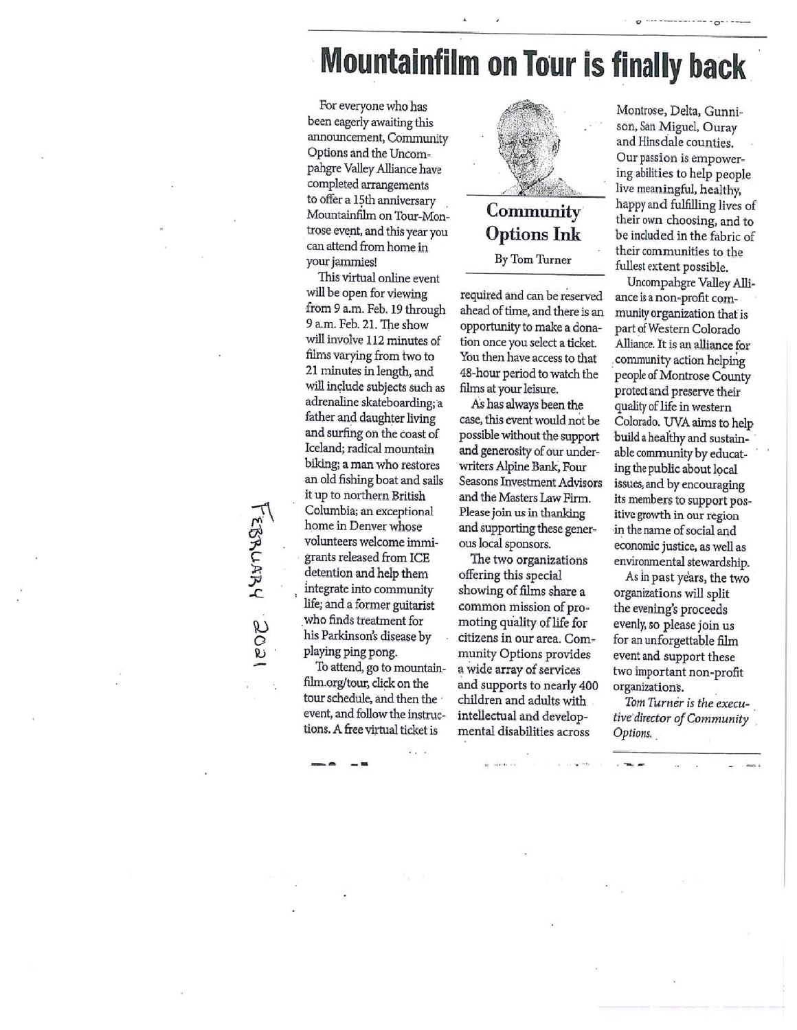# Mountainfilm on Tour is finally back

**Community Options Ink**

By Tom Turner

For everyone who has been eagerly awaiting this announcement, Community Options and the Uncompahgre Valley Alliance have completed arrangements to offer a 15th anniversary Mountainfilm on Tour-Montrose event, and this year you can attend from home in your jammies!

This virtual online event will be open for viewing from 9 a.m. Feb. 19 through 9 a.m. Feb. 21. The show will involve 112 minutes of films varying from two to 21 minutes in length, and will include subjects such as adrenaline skateboarding; a father and daughter living and surfing on the coast of Iceland; radical mountain biking; a man who restores an old fishing boat and sails it up to northern British Columbia; an exceptional home in Denver whose volunteers welcome immigrants released from ICE detention and help them integrate into community life; and a former guitarist who finds treatment for his Parkinson's disease by playing ping pong.

To attend, go to mountainfilm.org/tour, click on the tour schedule, and then the event, and follow the instructions. A free virtual ticket is required and can be reserved ahead of time, and there is an opportunity to make a donation once you select a ticket. You then have access to that 48-hour period to watch the films at your leisure.

As has always been the case, this event would not be possible without the support and generosity of our underwriters Alpine Bank, Four Seasons Investment Advisors and the Masters Law Firm. Please join us in thanking and supporting these generous local sponsors.

The two organizations offering this special showing of films share a common mission of promoting quality of life for citizens in our area. Community Options provides a wide array of services and supports to nearly 400 children and adults with intellectual and developmental disabilities across Montrose, Delta, Gunnison, San Miguel, Ouray and Hinsdale counties. Our passion is empowering abilities to help people live meaningful, healthy, happy and fulfilling lives of their own choosing, and to be included in the fabric of their communities to the fullest extent possible.

Uncompahgre Valley Alliance is a non-profit community organization that is part of Western Colorado Alliance. It is an alliance for community action helping people of Montrose County protect and preserve their quality of life in western Colorado. UVA aims to help build a healthy and sustainable community by educating the public about local issues, and by encouraging its members to support positive growth in our region in the name of social and economic justice, as well as environmental stewardship.

As in past years, the two organizations will split the evening's proceeds evenly, so please join us for an unforgettable film event and support these two important non-profit organizations.

*Tom Turner is the executive director of Community Options.*

FEBRUARY 2021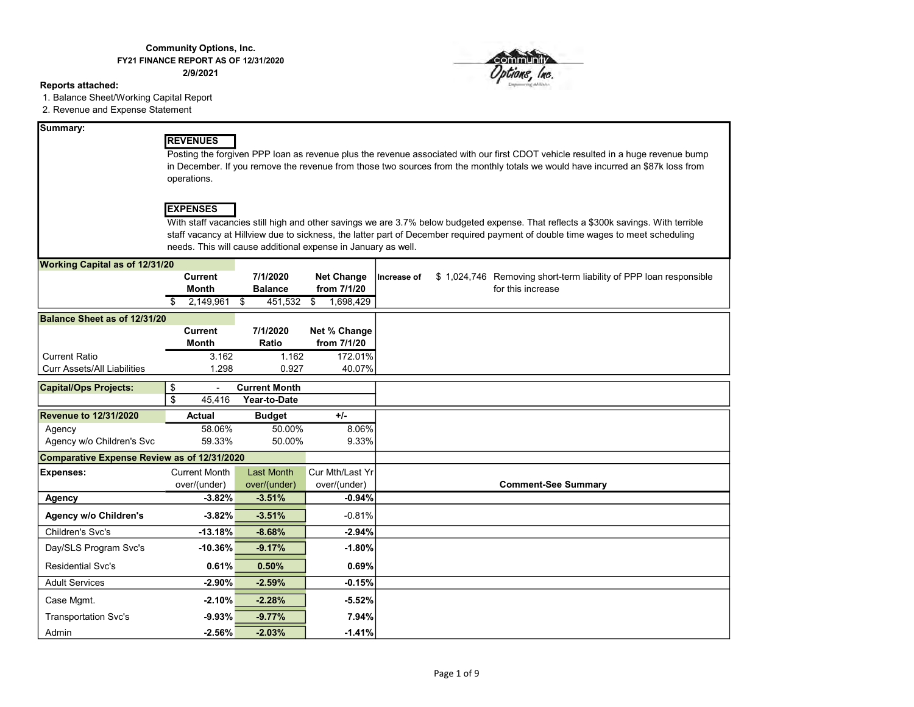**Community Options, Inc.**
**FY21 FINANCE REPORT AS OF 12/31/2020**
**2/9/2021**

**Reports attached:**

1. Balance Sheet/Working Capital Report
2. Revenue and Expense Statement

**Summary:**

**REVENUES**

Posting the forgiven PPP loan as revenue plus the revenue associated with our first CDOT vehicle resulted in a huge revenue bump in December. If you remove the revenue from those two sources from the monthly totals we would have incurred an $87k loss from operations.

**EXPENSES**

With staff vacancies still high and other savings we are 3.7% below budgeted expense. That reflects a $300k savings. With terrible staff vacancy at Hillview due to sickness, the latter part of December required payment of double time wages to meet scheduling needs. This will cause additional expense in January as well.

| **Working Capital as of 12/31/20** | **Current Month** | **7/1/2020 Balance** | **Net Change from 7/1/20** | **Increase of** | |
|---|---|---|---|---|---|
| | $ 2,149,961 | $ 451,532 | $ 1,698,429 | $ 1,024,746 | Removing short-term liability of PPP loan responsible for this increase |

| **Balance Sheet as of 12/31/20** | **Current Month** | **7/1/2020 Ratio** | **Net % Change from 7/1/20** |
|---|---|---|---|
| Current Ratio | 3.162 | 1.162 | 172.01% |
| Curr Assets/All Liabilities | 1.298 | 0.927 | 40.07% |

| **Capital/Ops Projects:** | | |
|---|---|---|
| | $ - | **Current Month** |
| | $ 45,416 | **Year-to-Date** |

| **Revenue to 12/31/2020** | **Actual** | **Budget** | **+/-** |
|---|---|---|---|
| Agency | 58.06% | 50.00% | 8.06% |
| Agency w/o Children's Svc | 59.33% | 50.00% | 9.33% |

**Comparative Expense Review as of 12/31/2020**

| **Expenses:** | Current Month over/(under) | Last Month over/(under) | Cur Mth/Last Yr over/(under) | **Comment-See Summary** |
|---|---|---|---|---|
| **Agency** | **-3.82%** | **-3.51%** | **-0.94%** | |
| **Agency w/o Children's** | **-3.82%** | **-3.51%** | -0.81% | |
| Children's Svc's | **-13.18%** | **-8.68%** | **-2.94%** | |
| Day/SLS Program Svc's | **-10.36%** | **-9.17%** | **-1.80%** | |
| Residential Svc's | **0.61%** | **0.50%** | **0.69%** | |
| Adult Services | **-2.90%** | **-2.59%** | **-0.15%** | |
| Case Mgmt. | **-2.10%** | **-2.28%** | **-5.52%** | |
| Transportation Svc's | **-9.93%** | **-9.77%** | **7.94%** | |
| Admin | **-2.56%** | **-2.03%** | **-1.41%** | |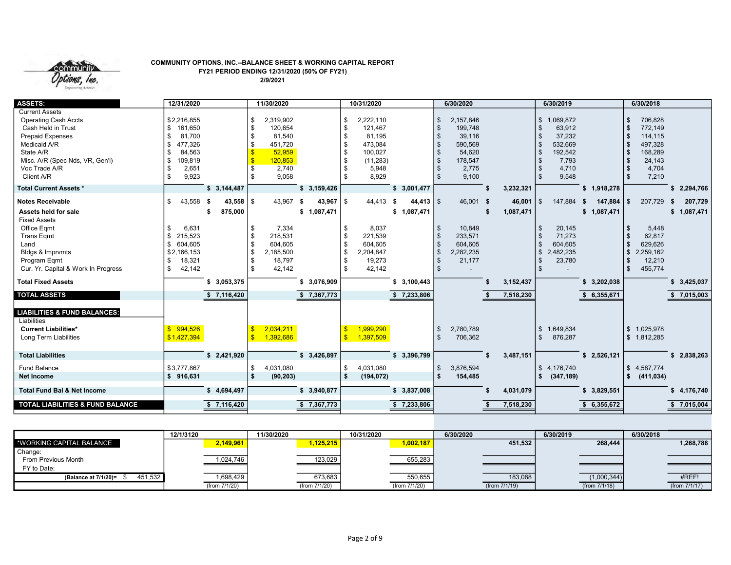**COMMUNITY OPTIONS, INC.--BALANCE SHEET & WORKING CAPITAL REPORT**
**FY21 PERIOD ENDING 12/31/2020 (50% OF FY21)**
**2/9/2021**

| ASSETS: | 12/31/2020 | | 11/30/2020 | | 10/31/2020 | | 6/30/2020 | | 6/30/2019 | | 6/30/2018 | |
|---|---|---|---|---|---|---|---|---|---|---|---|---|
| Current Assets | | | | | | | | | | | | |
| Operating Cash Accts | $2,216,855 | | $ 2,319,902 | | $ 2,222,110 | | $ 2,157,846 | | $ 1,069,872 | | $ 706,828 | |
| Cash Held in Trust | $ 161,650 | | $ 120,654 | | $ 121,467 | | $ 199,748 | | $ 63,912 | | $ 772,149 | |
| Prepaid Expenses | $ 81,700 | | $ 81,540 | | $ 81,195 | | $ 39,116 | | $ 37,232 | | $ 114,115 | |
| Medicaid A/R | $ 477,326 | | $ 451,720 | | $ 473,084 | | $ 590,569 | | $ 532,669 | | $ 497,328 | |
| State A/R | $ 84,563 | | $ 52,959 | | $ 100,027 | | $ 54,620 | | $ 192,542 | | $ 168,289 | |
| Misc. A/R (Spec Nds, VR, Gen'l) | $ 109,819 | | $ 120,853 | | $ (11,283) | | $ 178,547 | | $ 7,793 | | $ 24,143 | |
| Voc Trade A/R | $ 2,651 | | $ 2,740 | | $ 5,948 | | $ 2,775 | | $ 4,710 | | $ 4,704 | |
| Client A/R | $ 9,923 | | $ 9,058 | | $ 8,929 | | $ 9,100 | | $ 9,548 | | $ 7,210 | |
| **Total Current Assets \*** | | **$ 3,144,487** | | **$ 3,159,426** | | **$ 3,001,477** | | **$ 3,232,321** | | **$ 1,918,278** | | **$ 2,294,766** |
| **Notes Receivable** | $ 43,558 | **$ 43,558** | $ 43,967 | **$ 43,967** | $ 44,413 | **$ 44,413** | $ 46,001 | **$ 46,001** | $ 147,884 | **$ 147,884** | $ 207,729 | **$ 207,729** |
| **Assets held for sale** | | **$ 875,000** | | **$ 1,087,471** | | **$ 1,087,471** | | **$ 1,087,471** | | **$ 1,087,471** | | **$ 1,087,471** |
| Fixed Assets | | | | | | | | | | | | |
| Office Eqmt | $ 6,631 | | $ 7,334 | | $ 8,037 | | $ 10,849 | | $ 20,145 | | $ 5,448 | |
| Trans Eqmt | $ 215,523 | | $ 218,531 | | $ 221,539 | | $ 233,571 | | $ 71,273 | | $ 62,817 | |
| Land | $ 604,605 | | $ 604,605 | | $ 604,605 | | $ 604,605 | | $ 604,605 | | $ 629,626 | |
| Bldgs & Imprvmts | $2,166,153 | | $ 2,185,500 | | $ 2,204,847 | | $ 2,282,235 | | $ 2,482,235 | | $ 2,259,162 | |
| Program Eqmt | $ 18,321 | | $ 18,797 | | $ 19,273 | | $ 21,177 | | $ 23,780 | | $ 12,210 | |
| Cur. Yr. Capital & Work In Progress | $ 42,142 | | $ 42,142 | | $ 42,142 | | $ - | | $ - | | $ 455,774 | |
| **Total Fixed Assets** | | **$ 3,053,375** | | **$ 3,076,909** | | **$ 3,100,443** | | **$ 3,152,437** | | **$ 3,202,038** | | **$ 3,425,037** |
| **TOTAL ASSETS** | | **$ 7,116,420** | | **$ 7,367,773** | | **$ 7,233,806** | | **$ 7,518,230** | | **$ 6,355,671** | | **$ 7,015,003** |
| **LIABILITIES & FUND BALANCES:** | | | | | | | | | | | | |
| Liabilities | | | | | | | | | | | | |
| **Current Liabilities\*** | $ 994,526 | | $ 2,034,211 | | $ 1,999,290 | | $ 2,780,789 | | $ 1,649,834 | | $ 1,025,978 | |
| Long Term Liabilities | $1,427,394 | | $ 1,392,686 | | $ 1,397,509 | | $ 706,362 | | $ 876,287 | | $ 1,812,285 | |
| **Total Liabilities** | | **$ 2,421,920** | | **$ 3,426,897** | | **$ 3,396,799** | | **$ 3,487,151** | | **$ 2,526,121** | | **$ 2,838,263** |
| Fund Balance | $3,777,867 | | $ 4,031,080 | | $ 4,031,080 | | $ 3,876,594 | | $ 4,176,740 | | $ 4,587,774 | |
| **Net Income** | **$ 916,631** | | **$ (90,203)** | | **$ (194,072)** | | **$ 154,485** | | **$ (347,189)** | | **$ (411,034)** | |
| **Total Fund Bal & Net Income** | | **$ 4,694,497** | | **$ 3,940,877** | | **$ 3,837,008** | | **$ 4,031,079** | | **$ 3,829,551** | | **$ 4,176,740** |
| **TOTAL LIABILITIES & FUND BALANCE** | | **$ 7,116,420** | | **$ 7,367,773** | | **$ 7,233,806** | | **$ 7,518,230** | | **$ 6,355,672** | | **$ 7,015,004** |

| | 12/1/3120 | | 11/30/2020 | | 10/31/2020 | | 6/30/2020 | | 6/30/2019 | | 6/30/2018 | |
|---|---|---|---|---|---|---|---|---|---|---|---|---|
| *WORKING CAPITAL BALANCE | | **2,149,961** | | **1,125,215** | | **1,002,187** | | **451,532** | | **268,444** | | **1,268,788** |
| Change: | | | | | | | | | | | | |
| From Previous Month | | 1,024,746 | | 123,029 | | 655,283 | | | | | | |
| FY to Date: | | | | | | | | | | | | |
| **(Balance at 7/1/20)=** $ 451,532 | | 1,698,429 | | 673,683 | | 550,655 | | 183,088 | | (1,000,344) | | #REF! |
| | | (from 7/1/20) | | (from 7/1/20) | | (from 7/1/20) | | (from 7/1/19) | | (from 7/1/18) | | (from 7/1/17) |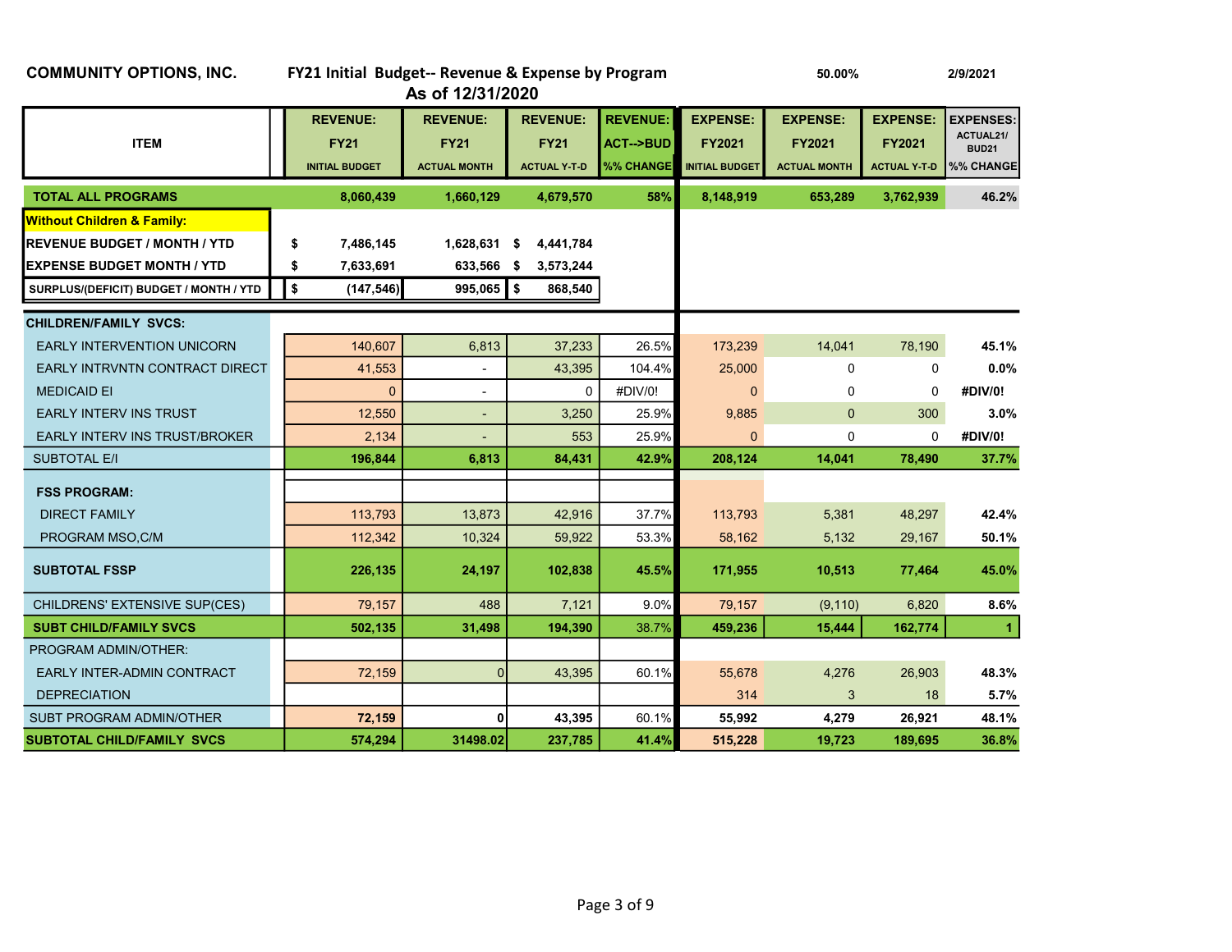**COMMUNITY OPTIONS, INC.** **FY21 Initial Budget-- Revenue & Expense by Program** 50.00% 2/9/2021

**As of 12/31/2020**

| ITEM | | REVENUE: FY21 INITIAL BUDGET | REVENUE: FY21 ACTUAL MONTH | REVENUE: FY21 ACTUAL Y-T-D | REVENUE: ACT-->BUD %% CHANGE | EXPENSE: FY2021 INITIAL BUDGET | EXPENSE: FY2021 ACTUAL MONTH | EXPENSE: FY2021 ACTUAL Y-T-D | EXPENSES: ACTUAL21/ BUD21 %% CHANGE |
|---|---|---|---|---|---|---|---|---|---|
| **TOTAL ALL PROGRAMS** | | **8,060,439** | **1,660,129** | **4,679,570** | **58%** | **8,148,919** | **653,289** | **3,762,939** | **46.2%** |
| **Without Children & Family:** | | | | | | | | | |
| **REVENUE BUDGET / MONTH / YTD** | **$** | **7,486,145** | **1,628,631** | **$ 4,441,784** | | | | | |
| **EXPENSE BUDGET MONTH / YTD** | **$** | **7,633,691** | **633,566** | **$ 3,573,244** | | | | | |
| **SURPLUS/(DEFICIT) BUDGET / MONTH / YTD** | **$** | **(147,546)** | **995,065** | **$ 868,540** | | | | | |
| **CHILDREN/FAMILY SVCS:** | | | | | | | | | |
| EARLY INTERVENTION UNICORN | | 140,607 | 6,813 | 37,233 | 26.5% | 173,239 | 14,041 | 78,190 | **45.1%** |
| EARLY INTRVNTN CONTRACT DIRECT | | 41,553 | - | 43,395 | 104.4% | 25,000 | 0 | 0 | **0.0%** |
| MEDICAID EI | | 0 | - | 0 | #DIV/0! | 0 | 0 | 0 | **#DIV/0!** |
| EARLY INTERV INS TRUST | | 12,550 | - | 3,250 | 25.9% | 9,885 | 0 | 300 | **3.0%** |
| EARLY INTERV INS TRUST/BROKER | | 2,134 | - | 553 | 25.9% | 0 | 0 | 0 | **#DIV/0!** |
| SUBTOTAL E/I | | **196,844** | **6,813** | **84,431** | **42.9%** | **208,124** | **14,041** | **78,490** | **37.7%** |
| **FSS PROGRAM:** | | | | | | | | | |
| DIRECT FAMILY | | 113,793 | 13,873 | 42,916 | 37.7% | 113,793 | 5,381 | 48,297 | **42.4%** |
| PROGRAM MSO,C/M | | 112,342 | 10,324 | 59,922 | 53.3% | 58,162 | 5,132 | 29,167 | **50.1%** |
| **SUBTOTAL FSSP** | | **226,135** | **24,197** | **102,838** | **45.5%** | **171,955** | **10,513** | **77,464** | **45.0%** |
| CHILDRENS' EXTENSIVE SUP(CES) | | 79,157 | 488 | 7,121 | 9.0% | 79,157 | (9,110) | 6,820 | **8.6%** |
| **SUBT CHILD/FAMILY SVCS** | | **502,135** | **31,498** | **194,390** | 38.7% | **459,236** | **15,444** | **162,774** | **1** |
| PROGRAM ADMIN/OTHER: | | | | | | | | | |
| EARLY INTER-ADMIN CONTRACT | | 72,159 | 0 | 43,395 | 60.1% | 55,678 | 4,276 | 26,903 | **48.3%** |
| DEPRECIATION | | | | | | 314 | 3 | 18 | **5.7%** |
| SUBT PROGRAM ADMIN/OTHER | | **72,159** | **0** | 43,395 | 60.1% | **55,992** | **4,279** | **26,921** | **48.1%** |
| **SUBTOTAL CHILD/FAMILY SVCS** | | **574,294** | **31498.02** | **237,785** | **41.4%** | **515,228** | **19,723** | **189,695** | **36.8%** |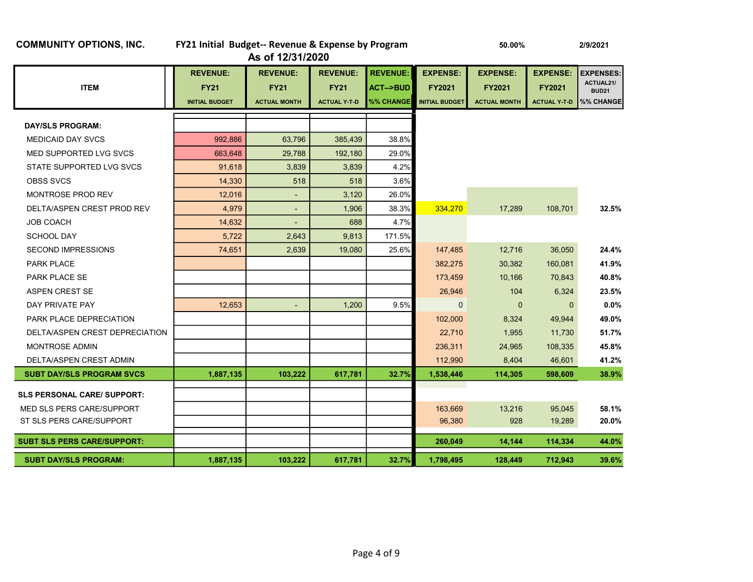**COMMUNITY OPTIONS, INC.** &nbsp;&nbsp; **FY21 Initial Budget-- Revenue & Expense by Program** &nbsp;&nbsp; **50.00%** &nbsp;&nbsp; **2/9/2021**

**As of 12/31/2020**

| ITEM | REVENUE: FY21 INITIAL BUDGET | REVENUE: FY21 ACTUAL MONTH | REVENUE: FY21 ACTUAL Y-T-D | REVENUE: ACT-->BUD %% CHANGE | EXPENSE: FY2021 INITIAL BUDGET | EXPENSE: FY2021 ACTUAL MONTH | EXPENSE: FY2021 ACTUAL Y-T-D | EXPENSES: ACTUAL21/ BUD21 %% CHANGE |
|---|---|---|---|---|---|---|---|---|
| **DAY/SLS PROGRAM:** | | | | | | | | |
| MEDICAID DAY SVCS | 992,886 | 63,796 | 385,439 | 38.8% | | | | |
| MED SUPPORTED LVG SVCS | 663,648 | 29,788 | 192,180 | 29.0% | | | | |
| STATE SUPPORTED LVG SVCS | 91,618 | 3,839 | 3,839 | 4.2% | | | | |
| OBSS SVCS | 14,330 | 518 | 518 | 3.6% | | | | |
| MONTROSE PROD REV | 12,016 | - | 3,120 | 26.0% | | | | |
| DELTA/ASPEN CREST PROD REV | 4,979 | - | 1,906 | 38.3% | 334,270 | 17,289 | 108,701 | **32.5%** |
| JOB COACH | 14,632 | - | 688 | 4.7% | | | | |
| SCHOOL DAY | 5,722 | 2,643 | 9,813 | 171.5% | | | | |
| SECOND IMPRESSIONS | 74,651 | 2,639 | 19,080 | 25.6% | 147,485 | 12,716 | 36,050 | **24.4%** |
| PARK PLACE | | | | | 382,275 | 30,382 | 160,081 | **41.9%** |
| PARK PLACE SE | | | | | 173,459 | 10,166 | 70,843 | **40.8%** |
| ASPEN CREST SE | | | | | 26,946 | 104 | 6,324 | **23.5%** |
| DAY PRIVATE PAY | 12,653 | - | 1,200 | 9.5% | 0 | 0 | 0 | **0.0%** |
| PARK PLACE DEPRECIATION | | | | | 102,000 | 8,324 | 49,944 | **49.0%** |
| DELTA/ASPEN CREST DEPRECIATION | | | | | 22,710 | 1,955 | 11,730 | **51.7%** |
| MONTROSE ADMIN | | | | | 236,311 | 24,965 | 108,335 | **45.8%** |
| DELTA/ASPEN CREST ADMIN | | | | | 112,990 | 8,404 | 46,601 | **41.2%** |
| **SUBT DAY/SLS PROGRAM SVCS** | **1,887,135** | **103,222** | **617,781** | **32.7%** | **1,538,446** | **114,305** | **598,609** | **38.9%** |
| **SLS PERSONAL CARE/ SUPPORT:** | | | | | | | | |
| MED SLS PERS CARE/SUPPORT | | | | | 163,669 | 13,216 | 95,045 | **58.1%** |
| ST SLS PERS CARE/SUPPORT | | | | | 96,380 | 928 | 19,289 | **20.0%** |
| **SUBT SLS PERS CARE/SUPPORT:** | | | | | **260,049** | **14,144** | **114,334** | **44.0%** |
| **SUBT DAY/SLS PROGRAM:** | **1,887,135** | **103,222** | **617,781** | **32.7%** | **1,798,495** | **128,449** | **712,943** | **39.6%** |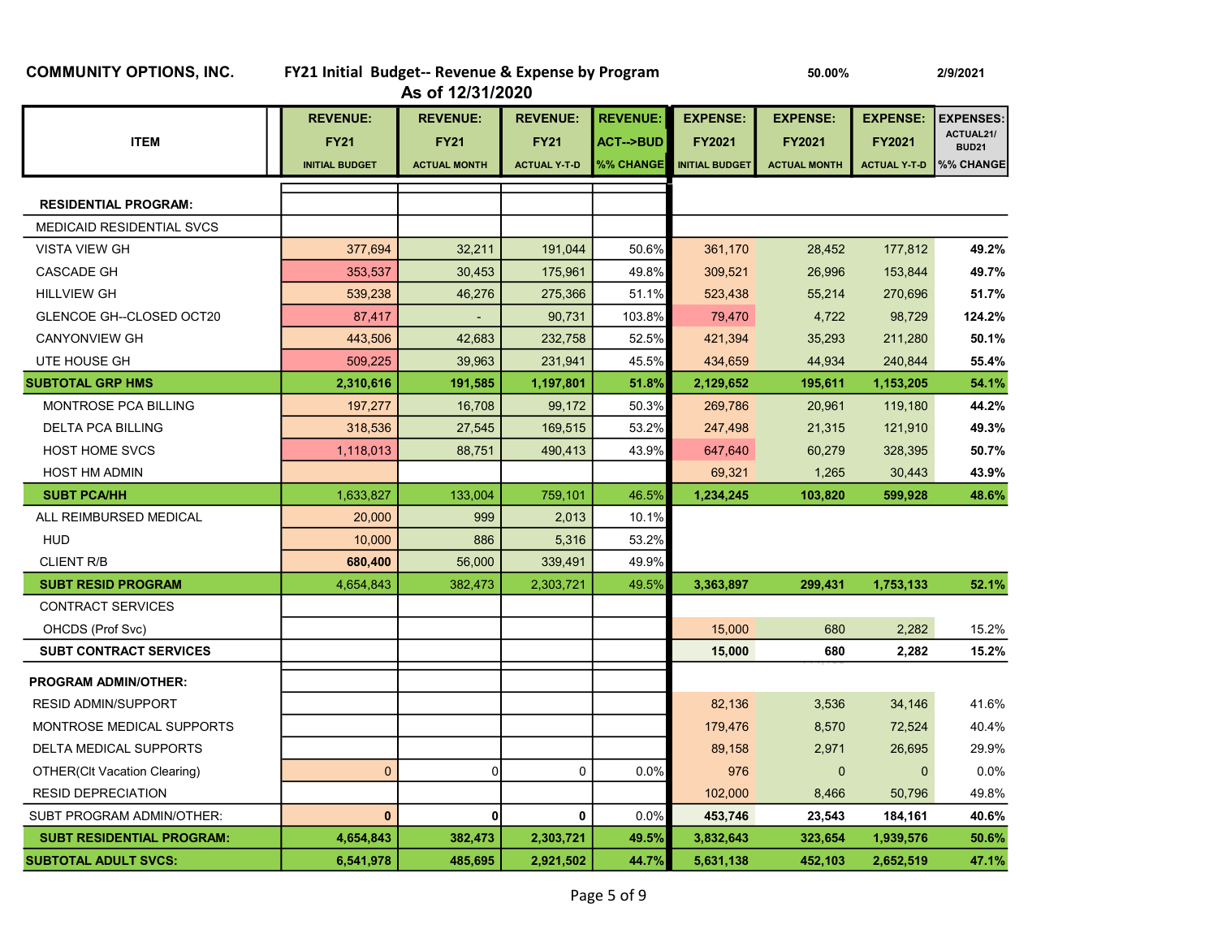**COMMUNITY OPTIONS, INC.** **FY21 Initial Budget-- Revenue & Expense by Program** 50.00% 2/9/2021

**As of 12/31/2020**

| ITEM | REVENUE: FY21 INITIAL BUDGET | REVENUE: FY21 ACTUAL MONTH | REVENUE: FY21 ACTUAL Y-T-D | REVENUE: ACT-->BUD %% CHANGE | EXPENSE: FY2021 INITIAL BUDGET | EXPENSE: FY2021 ACTUAL MONTH | EXPENSE: FY2021 ACTUAL Y-T-D | EXPENSES: ACTUAL21/ BUD21 %% CHANGE |
|---|---|---|---|---|---|---|---|---|
| **RESIDENTIAL PROGRAM:** | | | | | | | | |
| MEDICAID RESIDENTIAL SVCS | | | | | | | | |
| VISTA VIEW GH | 377,694 | 32,211 | 191,044 | 50.6% | 361,170 | 28,452 | 177,812 | **49.2%** |
| CASCADE GH | 353,537 | 30,453 | 175,961 | 49.8% | 309,521 | 26,996 | 153,844 | **49.7%** |
| HILLVIEW GH | 539,238 | 46,276 | 275,366 | 51.1% | 523,438 | 55,214 | 270,696 | **51.7%** |
| GLENCOE GH--CLOSED OCT20 | 87,417 | - | 90,731 | 103.8% | 79,470 | 4,722 | 98,729 | **124.2%** |
| CANYONVIEW GH | 443,506 | 42,683 | 232,758 | 52.5% | 421,394 | 35,293 | 211,280 | **50.1%** |
| UTE HOUSE GH | 509,225 | 39,963 | 231,941 | 45.5% | 434,659 | 44,934 | 240,844 | **55.4%** |
| **SUBTOTAL GRP HMS** | **2,310,616** | **191,585** | **1,197,801** | **51.8%** | **2,129,652** | **195,611** | **1,153,205** | **54.1%** |
| MONTROSE PCA BILLING | 197,277 | 16,708 | 99,172 | 50.3% | 269,786 | 20,961 | 119,180 | **44.2%** |
| DELTA PCA BILLING | 318,536 | 27,545 | 169,515 | 53.2% | 247,498 | 21,315 | 121,910 | **49.3%** |
| HOST HOME SVCS | 1,118,013 | 88,751 | 490,413 | 43.9% | 647,640 | 60,279 | 328,395 | **50.7%** |
| HOST HM ADMIN | | | | | 69,321 | 1,265 | 30,443 | **43.9%** |
| **SUBT PCA/HH** | 1,633,827 | 133,004 | 759,101 | 46.5% | **1,234,245** | **103,820** | **599,928** | **48.6%** |
| ALL REIMBURSED MEDICAL | 20,000 | 999 | 2,013 | 10.1% | | | | |
| HUD | 10,000 | 886 | 5,316 | 53.2% | | | | |
| CLIENT R/B | **680,400** | 56,000 | 339,491 | 49.9% | | | | |
| **SUBT RESID PROGRAM** | 4,654,843 | 382,473 | 2,303,721 | 49.5% | **3,363,897** | **299,431** | **1,753,133** | **52.1%** |
| CONTRACT SERVICES | | | | | | | | |
| OHCDS (Prof Svc) | | | | | 15,000 | 680 | 2,282 | 15.2% |
| **SUBT CONTRACT SERVICES** | | | | | **15,000** | **680** | **2,282** | **15.2%** |
| **PROGRAM ADMIN/OTHER:** | | | | | | | | |
| RESID ADMIN/SUPPORT | | | | | 82,136 | 3,536 | 34,146 | 41.6% |
| MONTROSE MEDICAL SUPPORTS | | | | | 179,476 | 8,570 | 72,524 | 40.4% |
| DELTA MEDICAL SUPPORTS | | | | | 89,158 | 2,971 | 26,695 | 29.9% |
| OTHER(Clt Vacation Clearing) | 0 | 0 | 0 | 0.0% | 976 | 0 | 0 | 0.0% |
| RESID DEPRECIATION | | | | | 102,000 | 8,466 | 50,796 | 49.8% |
| SUBT PROGRAM ADMIN/OTHER: | **0** | **0** | **0** | 0.0% | **453,746** | **23,543** | **184,161** | **40.6%** |
| **SUBT RESIDENTIAL PROGRAM:** | **4,654,843** | **382,473** | **2,303,721** | **49.5%** | **3,832,643** | **323,654** | **1,939,576** | **50.6%** |
| **SUBTOTAL ADULT SVCS:** | **6,541,978** | **485,695** | **2,921,502** | **44.7%** | **5,631,138** | **452,103** | **2,652,519** | **47.1%** |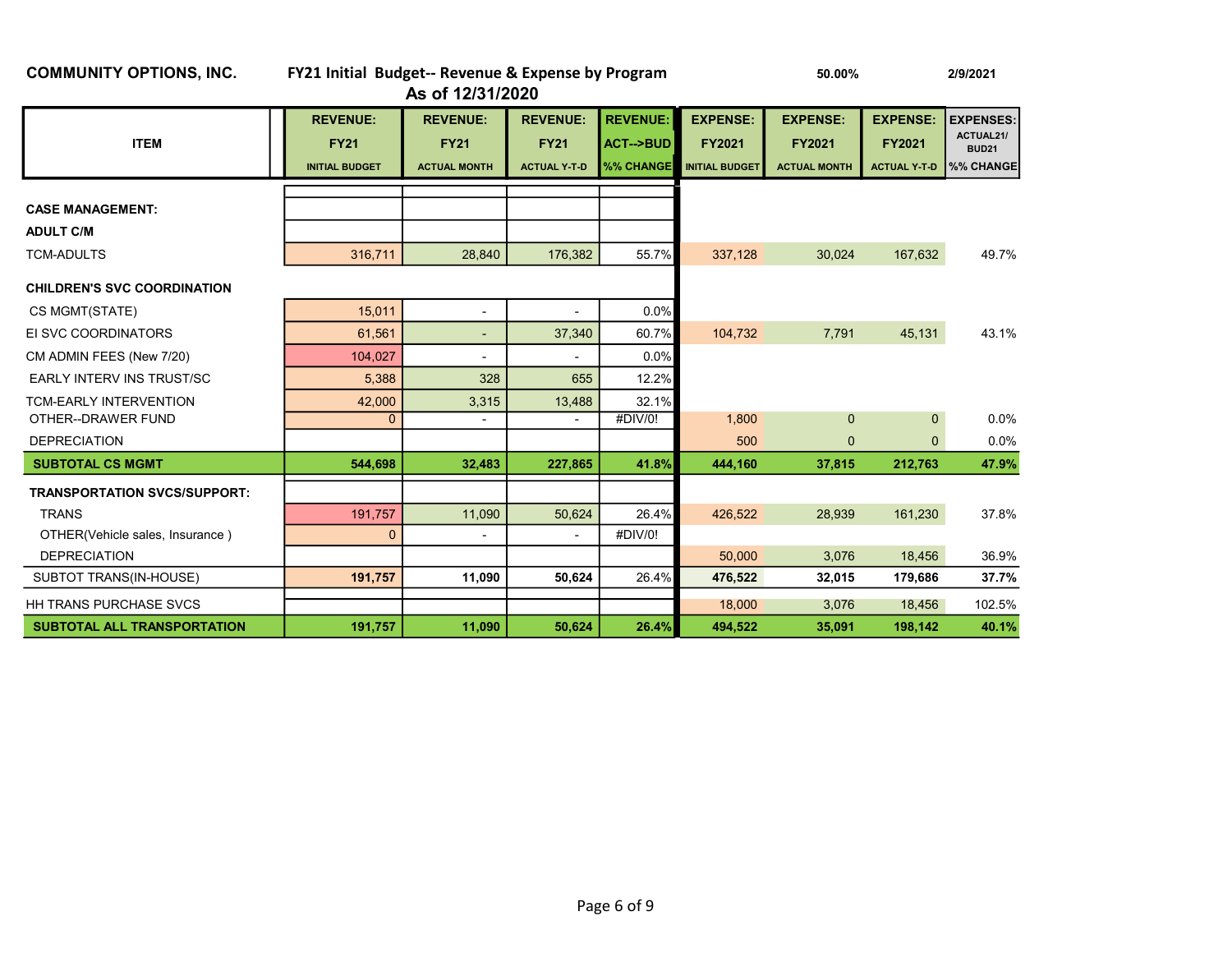**COMMUNITY OPTIONS, INC.** **FY21 Initial Budget-- Revenue & Expense by Program** **50.00%** **2/9/2021**

**As of 12/31/2020**

| ITEM | REVENUE: FY21 INITIAL BUDGET | REVENUE: FY21 ACTUAL MONTH | REVENUE: FY21 ACTUAL Y-T-D | REVENUE: ACT-->BUD %% CHANGE | EXPENSE: FY2021 INITIAL BUDGET | EXPENSE: FY2021 ACTUAL MONTH | EXPENSE: FY2021 ACTUAL Y-T-D | EXPENSES: ACTUAL21/ BUD21 %% CHANGE |
|---|---|---|---|---|---|---|---|---|
| **CASE MANAGEMENT:** | | | | | | | | |
| **ADULT C/M** | | | | | | | | |
| TCM-ADULTS | 316,711 | 28,840 | 176,382 | 55.7% | 337,128 | 30,024 | 167,632 | 49.7% |
| **CHILDREN'S SVC COORDINATION** | | | | | | | | |
| CS MGMT(STATE) | 15,011 | - | - | 0.0% | | | | |
| EI SVC COORDINATORS | 61,561 | - | 37,340 | 60.7% | 104,732 | 7,791 | 45,131 | 43.1% |
| CM ADMIN FEES (New 7/20) | 104,027 | - | - | 0.0% | | | | |
| EARLY INTERV INS TRUST/SC | 5,388 | 328 | 655 | 12.2% | | | | |
| TCM-EARLY INTERVENTION | 42,000 | 3,315 | 13,488 | 32.1% | | | | |
| OTHER--DRAWER FUND | 0 | - | - | #DIV/0! | 1,800 | 0 | 0 | 0.0% |
| DEPRECIATION | | | | | 500 | 0 | 0 | 0.0% |
| **SUBTOTAL CS MGMT** | **544,698** | **32,483** | **227,865** | **41.8%** | **444,160** | **37,815** | **212,763** | **47.9%** |
| **TRANSPORTATION SVCS/SUPPORT:** | | | | | | | | |
| TRANS | 191,757 | 11,090 | 50,624 | 26.4% | 426,522 | 28,939 | 161,230 | 37.8% |
| OTHER(Vehicle sales, Insurance ) | 0 | - | - | #DIV/0! | | | | |
| DEPRECIATION | | | | | 50,000 | 3,076 | 18,456 | 36.9% |
| SUBTOT TRANS(IN-HOUSE) | **191,757** | **11,090** | **50,624** | 26.4% | **476,522** | **32,015** | **179,686** | **37.7%** |
| HH TRANS PURCHASE SVCS | | | | | 18,000 | 3,076 | 18,456 | 102.5% |
| **SUBTOTAL ALL TRANSPORTATION** | **191,757** | **11,090** | **50,624** | **26.4%** | **494,522** | **35,091** | **198,142** | **40.1%** |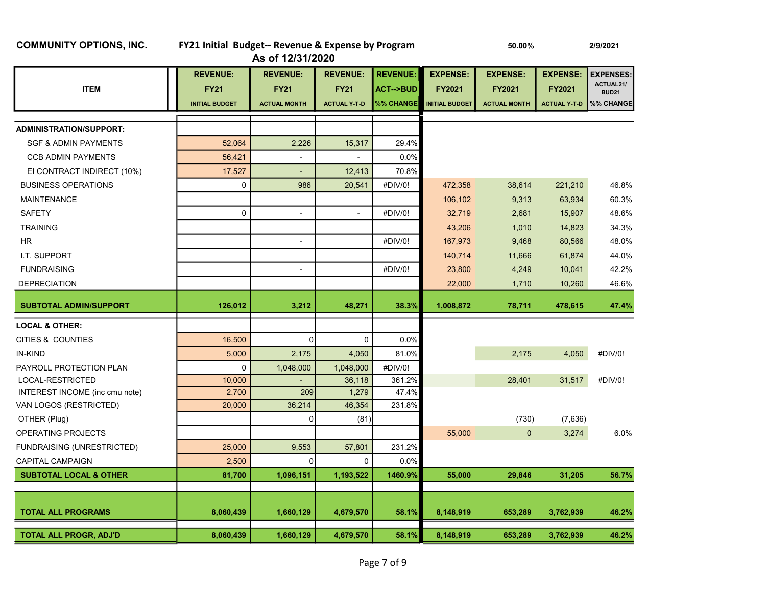**COMMUNITY OPTIONS, INC.** **FY21 Initial Budget-- Revenue & Expense by Program** 50.00% 2/9/2021

**As of 12/31/2020**

| ITEM | REVENUE: FY21 INITIAL BUDGET | REVENUE: FY21 ACTUAL MONTH | REVENUE: FY21 ACTUAL Y-T-D | REVENUE: ACT-->BUD %% CHANGE | EXPENSE: FY2021 INITIAL BUDGET | EXPENSE: FY2021 ACTUAL MONTH | EXPENSE: FY2021 ACTUAL Y-T-D | EXPENSES: ACTUAL21/ BUD21 %% CHANGE |
|---|---|---|---|---|---|---|---|---|
| **ADMINISTRATION/SUPPORT:** | | | | | | | | |
| SGF & ADMIN PAYMENTS | 52,064 | 2,226 | 15,317 | 29.4% | | | | |
| CCB ADMIN PAYMENTS | 56,421 | - | - | 0.0% | | | | |
| EI CONTRACT INDIRECT (10%) | 17,527 | - | 12,413 | 70.8% | | | | |
| BUSINESS OPERATIONS | 0 | 986 | 20,541 | #DIV/0! | 472,358 | 38,614 | 221,210 | 46.8% |
| MAINTENANCE | | | | | 106,102 | 9,313 | 63,934 | 60.3% |
| SAFETY | 0 | - | - | #DIV/0! | 32,719 | 2,681 | 15,907 | 48.6% |
| TRAINING | | | | | 43,206 | 1,010 | 14,823 | 34.3% |
| HR | | - | | #DIV/0! | 167,973 | 9,468 | 80,566 | 48.0% |
| I.T. SUPPORT | | | | | 140,714 | 11,666 | 61,874 | 44.0% |
| FUNDRAISING | | - | | #DIV/0! | 23,800 | 4,249 | 10,041 | 42.2% |
| DEPRECIATION | | | | | 22,000 | 1,710 | 10,260 | 46.6% |
| **SUBTOTAL ADMIN/SUPPORT** | **126,012** | **3,212** | **48,271** | **38.3%** | **1,008,872** | **78,711** | **478,615** | **47.4%** |
| **LOCAL & OTHER:** | | | | | | | | |
| CITIES & COUNTIES | 16,500 | 0 | 0 | 0.0% | | | | |
| IN-KIND | 5,000 | 2,175 | 4,050 | 81.0% | | 2,175 | 4,050 | #DIV/0! |
| PAYROLL PROTECTION PLAN | 0 | 1,048,000 | 1,048,000 | #DIV/0! | | | | |
| LOCAL-RESTRICTED | 10,000 | - | 36,118 | 361.2% | | 28,401 | 31,517 | #DIV/0! |
| INTEREST INCOME (inc cmu note) | 2,700 | 209 | 1,279 | 47.4% | | | | |
| VAN LOGOS (RESTRICTED) | 20,000 | 36,214 | 46,354 | 231.8% | | | | |
| OTHER (Plug) | | 0 | (81) | | | (730) | (7,636) | |
| OPERATING PROJECTS | | | | | 55,000 | 0 | 3,274 | 6.0% |
| FUNDRAISING (UNRESTRICTED) | 25,000 | 9,553 | 57,801 | 231.2% | | | | |
| CAPITAL CAMPAIGN | 2,500 | 0 | 0 | 0.0% | | | | |
| **SUBTOTAL LOCAL & OTHER** | **81,700** | **1,096,151** | **1,193,522** | **1460.9%** | **55,000** | **29,846** | **31,205** | **56.7%** |
| **TOTAL ALL PROGRAMS** | **8,060,439** | **1,660,129** | **4,679,570** | **58.1%** | **8,148,919** | **653,289** | **3,762,939** | **46.2%** |
| **TOTAL ALL PROGR, ADJ'D** | **8,060,439** | **1,660,129** | **4,679,570** | **58.1%** | **8,148,919** | **653,289** | **3,762,939** | **46.2%** |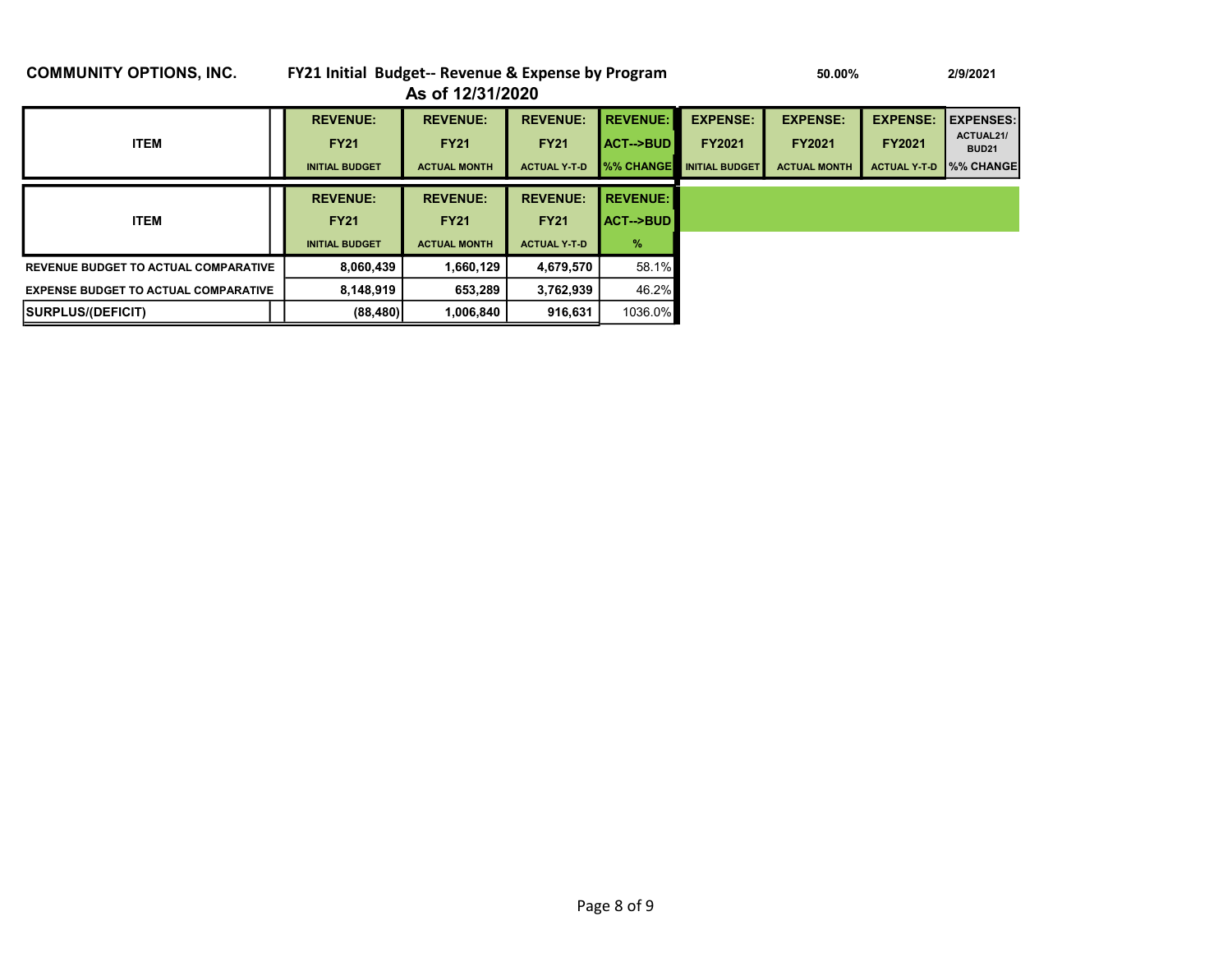**COMMUNITY OPTIONS, INC.** **FY21 Initial Budget-- Revenue & Expense by Program** 50.00% 2/9/2021

**As of 12/31/2020**

| ITEM | REVENUE: FY21 INITIAL BUDGET | REVENUE: FY21 ACTUAL MONTH | REVENUE: FY21 ACTUAL Y-T-D | REVENUE: ACT-->BUD %% CHANGE | EXPENSE: FY2021 INITIAL BUDGET | EXPENSE: FY2021 ACTUAL MONTH | EXPENSE: FY2021 ACTUAL Y-T-D | EXPENSES: ACTUAL21/ BUD21 %% CHANGE |
|---|---|---|---|---|---|---|---|---|

| ITEM | REVENUE: FY21 INITIAL BUDGET | REVENUE: FY21 ACTUAL MONTH | REVENUE: FY21 ACTUAL Y-T-D | REVENUE: ACT-->BUD % |
|---|---|---|---|---|
| REVENUE BUDGET TO ACTUAL COMPARATIVE | 8,060,439 | 1,660,129 | 4,679,570 | 58.1% |
| EXPENSE BUDGET TO ACTUAL COMPARATIVE | 8,148,919 | 653,289 | 3,762,939 | 46.2% |
| SURPLUS/(DEFICIT) | (88,480) | 1,006,840 | 916,631 | 1036.0% |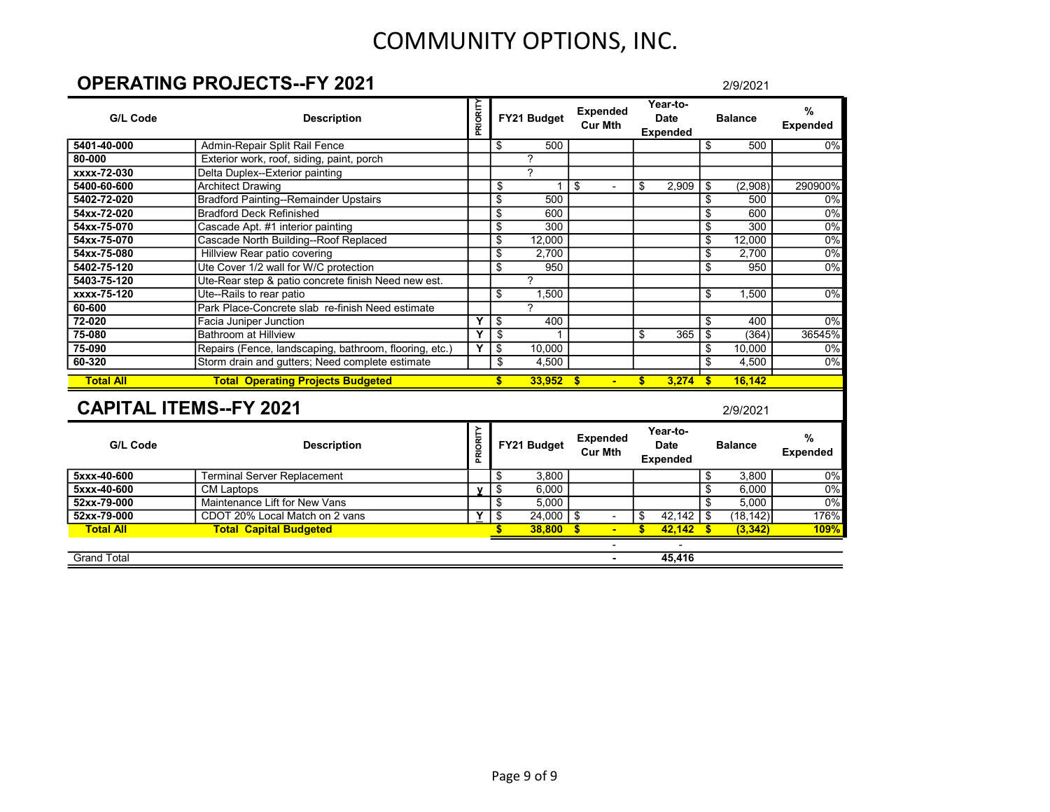# COMMUNITY OPTIONS, INC.

## OPERATING PROJECTS--FY 2021

2/9/2021

| G/L Code | Description | PRIORITY | FY21 Budget | Expended Cur Mth | Year-to-Date Expended | Balance | % Expended |
|---|---|---|---|---|---|---|---|
| 5401-40-000 | Admin-Repair Split Rail Fence | | $ 500 | | | $ 500 | 0% |
| 80-000 | Exterior work, roof, siding, paint, porch | | ? | | | | |
| xxxx-72-030 | Delta Duplex--Exterior painting | | ? | | | | |
| 5400-60-600 | Architect Drawing | | $ 1 | $ - | $ 2,909 | $ (2,908) | 290900% |
| 5402-72-020 | Bradford Painting--Remainder Upstairs | | $ 500 | | | $ 500 | 0% |
| 54xx-72-020 | Bradford Deck Refinished | | $ 600 | | | $ 600 | 0% |
| 54xx-75-070 | Cascade Apt. #1 interior painting | | $ 300 | | | $ 300 | 0% |
| 54xx-75-070 | Cascade North Building--Roof Replaced | | $ 12,000 | | | $ 12,000 | 0% |
| 54xx-75-080 | Hillview Rear patio covering | | $ 2,700 | | | $ 2,700 | 0% |
| 5402-75-120 | Ute Cover 1/2 wall for W/C protection | | $ 950 | | | $ 950 | 0% |
| 5403-75-120 | Ute-Rear step & patio concrete finish Need new est. | | ? | | | | |
| xxxx-75-120 | Ute--Rails to rear patio | | $ 1,500 | | | $ 1,500 | 0% |
| 60-600 | Park Place-Concrete slab re-finish Need estimate | | ? | | | | |
| 72-020 | Facia Juniper Junction | Y | $ 400 | | | $ 400 | 0% |
| 75-080 | Bathroom at Hillview | Y | $ 1 | | $ 365 | $ (364) | 36545% |
| 75-090 | Repairs (Fence, landscaping, bathroom, flooring, etc.) | Y | $ 10,000 | | | $ 10,000 | 0% |
| 60-320 | Storm drain and gutters; Need complete estimate | | $ 4,500 | | | $ 4,500 | 0% |
| **Total All** | **Total Operating Projects Budgeted** | | **$ 33,952** | **$ -** | **$ 3,274** | **$ 16,142** | |

## CAPITAL ITEMS--FY 2021

2/9/2021

| G/L Code | Description | PRIORITY | FY21 Budget | Expended Cur Mth | Year-to-Date Expended | Balance | % Expended |
|---|---|---|---|---|---|---|---|
| 5xxx-40-600 | Terminal Server Replacement | | $ 3,800 | | | $ 3,800 | 0% |
| 5xxx-40-600 | CM Laptops | y | $ 6,000 | | | $ 6,000 | 0% |
| 52xx-79-000 | Maintenance Lift for New Vans | | $ 5,000 | | | $ 5,000 | 0% |
| 52xx-79-000 | CDOT 20% Local Match on 2 vans | Y | $ 24,000 | $ - | $ 42,142 | $ (18,142) | 176% |
| **Total All** | **Total Capital Budgeted** | | **$ 38,800** | **$ -** | **$ 42,142** | **$ (3,342)** | **109%** |
| | | | | - | - | | |
| Grand Total | | | | - | 45,416 | | |